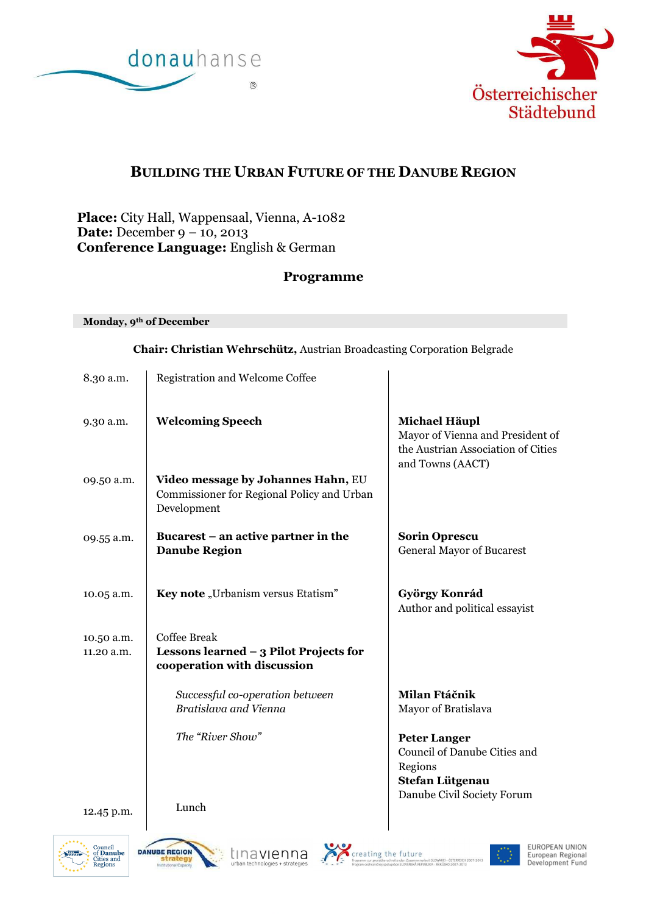# Building the Urban Future of the Danube Region

**Place:** City Hall, Wappensaal, Vienna, A-1082
**Date:** December 9 – 10, 2013
**Conference Language:** English & German

## Programme

**Monday, 9th of December**

**Chair: Christian Wehrschütz,** Austrian Broadcasting Corporation Belgrade

| | | |
|---|---|---|
| 8.30 a.m. | Registration and Welcome Coffee | |
| 9.30 a.m. | **Welcoming Speech** | **Michael Häupl** Mayor of Vienna and President of the Austrian Association of Cities and Towns (AACT) |
| 09.50 a.m. | **Video message by Johannes Hahn,** EU Commissioner for Regional Policy and Urban Development | |
| 09.55 a.m. | **Bucarest – an active partner in the Danube Region** | **Sorin Oprescu** General Mayor of Bucarest |
| 10.05 a.m. | **Key note** „Urbanism versus Etatism" | **György Konrád** Author and political essayist |
| 10.50 a.m. | Coffee Break | |
| 11.20 a.m. | **Lessons learned – 3 Pilot Projects for cooperation with discussion** | |
| | *Successful co-operation between Bratislava and Vienna* | **Milan Ftáčnik** Mayor of Bratislava |
| | *The "River Show"* | **Peter Langer** Council of Danube Cities and Regions **Stefan Lütgenau** Danube Civil Society Forum |
| 12.45 p.m. | Lunch | |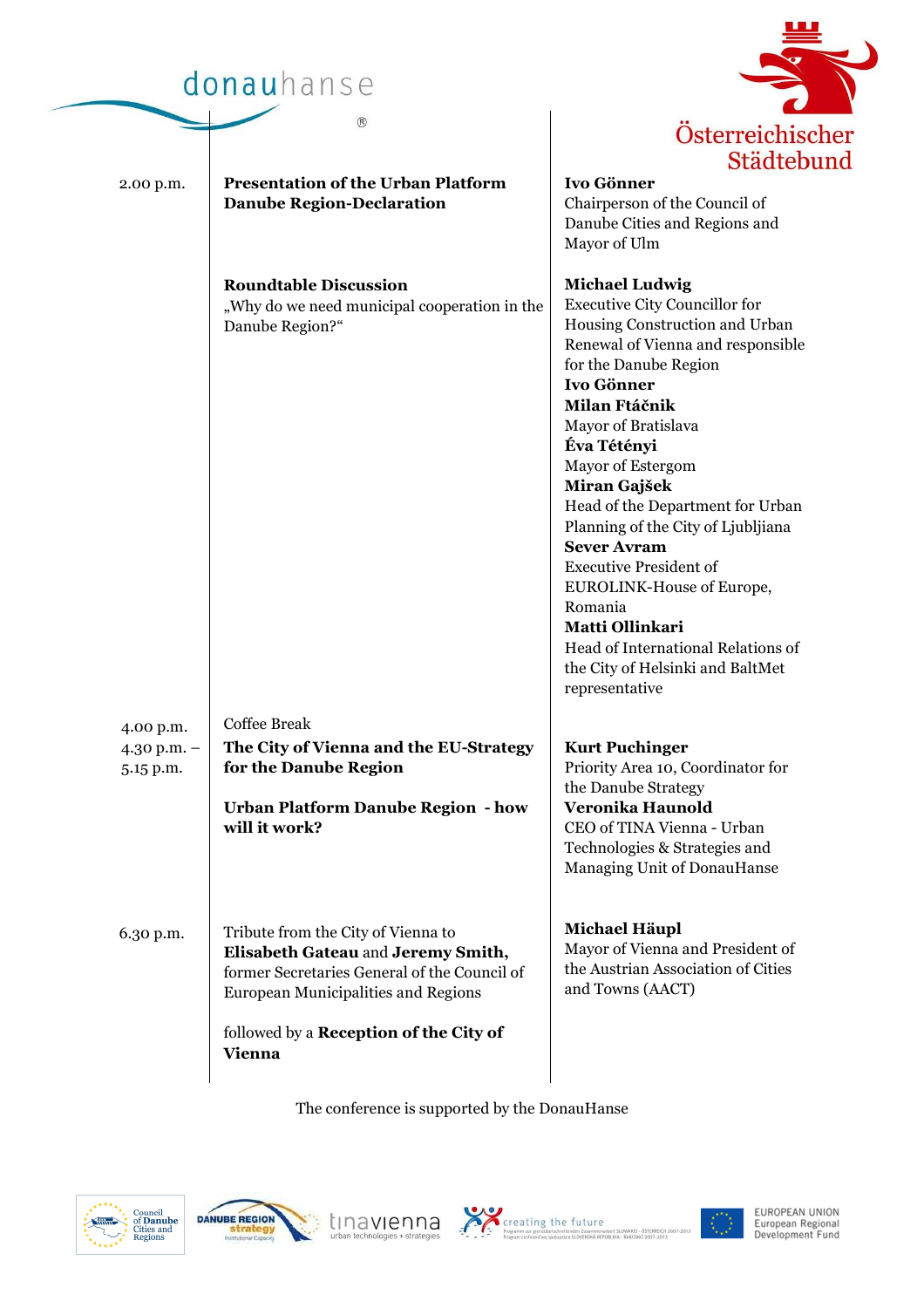| | | |
|---|---|---|
| 2.00 p.m. | **Presentation of the Urban Platform Danube Region-Declaration** | **Ivo Gönner**<br>Chairperson of the Council of Danube Cities and Regions and Mayor of Ulm |
| | **Roundtable Discussion**<br>„Why do we need municipal cooperation in the Danube Region?“ | **Michael Ludwig**<br>Executive City Councillor for Housing Construction and Urban Renewal of Vienna and responsible for the Danube Region<br>**Ivo Gönner**<br>**Milan Ftáčnik**<br>Mayor of Bratislava<br>**Éva Tétényi**<br>Mayor of Estergom<br>**Miran Gajšek**<br>Head of the Department for Urban Planning of the City of Ljubljiana<br>**Sever Avram**<br>Executive President of EUROLINK-House of Europe, Romania<br>**Matti Ollinkari**<br>Head of International Relations of the City of Helsinki and BaltMet representative |
| 4.00 p.m. | Coffee Break | |
| 4.30 p.m. – 5.15 p.m. | **The City of Vienna and the EU-Strategy for the Danube Region**<br><br>**Urban Platform Danube Region - how will it work?** | **Kurt Puchinger**<br>Priority Area 10, Coordinator for the Danube Strategy<br>**Veronika Haunold**<br>CEO of TINA Vienna - Urban Technologies & Strategies and Managing Unit of DonauHanse |
| 6.30 p.m. | Tribute from the City of Vienna to **Elisabeth Gateau** and **Jeremy Smith,** former Secretaries General of the Council of European Municipalities and Regions<br><br>followed by a **Reception of the City of Vienna** | **Michael Häupl**<br>Mayor of Vienna and President of the Austrian Association of Cities and Towns (AACT) |

The conference is supported by the DonauHanse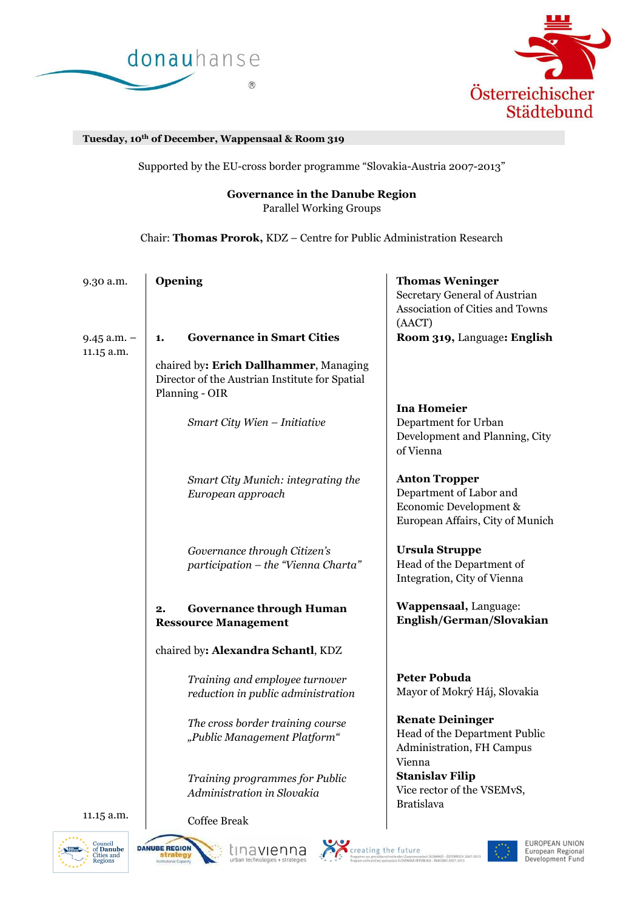**Tuesday, 10th of December, Wappensaal & Room 319**

Supported by the EU-cross border programme "Slovakia-Austria 2007-2013"

**Governance in the Danube Region**
Parallel Working Groups

Chair: **Thomas Prorok,** KDZ – Centre for Public Administration Research

| | | |
|---|---|---|
| 9.30 a.m. | **Opening** | **Thomas Weninger** Secretary General of Austrian Association of Cities and Towns (AACT) |
| 9.45 a.m. – 11.15 a.m. | **1. Governance in Smart Cities** | **Room 319,** Language**: English** |
| | chaired by**: Erich Dallhammer**, Managing Director of the Austrian Institute for Spatial Planning - OIR | |
| | *Smart City Wien – Initiative* | **Ina Homeier** Department for Urban Development and Planning, City of Vienna |
| | *Smart City Munich: integrating the European approach* | **Anton Tropper** Department of Labor and Economic Development & European Affairs, City of Munich |
| | *Governance through Citizen's participation – the "Vienna Charta"* | **Ursula Struppe** Head of the Department of Integration, City of Vienna |
| | **2. Governance through Human Ressource Management** | **Wappensaal,** Language: **English/German/Slovakian** |
| | chaired by**: Alexandra Schantl**, KDZ | |
| | *Training and employee turnover reduction in public administration* | **Peter Pobuda** Mayor of Mokrý Háj, Slovakia |
| | *The cross border training course „Public Management Platform"* | **Renate Deininger** Head of the Department Public Administration, FH Campus Vienna |
| | *Training programmes for Public Administration in Slovakia* | **Stanislav Filip** Vice rector of the VSEMvS, Bratislava |
| 11.15 a.m. | Coffee Break | |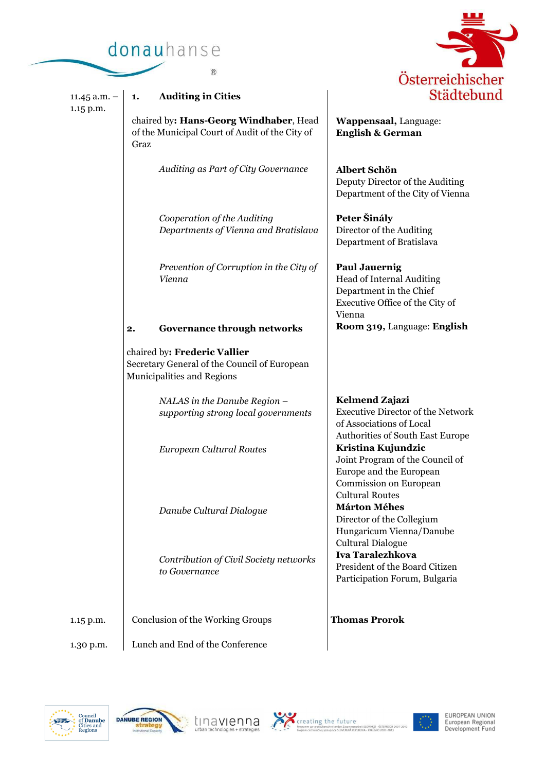| | | |
|---|---|---|
| 11.45 a.m. – 1.15 p.m. | **1. Auditing in Cities** | |
| | chaired by: **Hans-Georg Windhaber**, Head of the Municipal Court of Audit of the City of Graz | **Wappensaal,** Language: **English & German** |
| | *Auditing as Part of City Governance* | **Albert Schön** Deputy Director of the Auditing Department of the City of Vienna |
| | *Cooperation of the Auditing Departments of Vienna and Bratislava* | **Peter Šinály** Director of the Auditing Department of Bratislava |
| | *Prevention of Corruption in the City of Vienna* | **Paul Jauernig** Head of Internal Auditing Department in the Chief Executive Office of the City of Vienna |
| | **2. Governance through networks** | **Room 319,** Language: **English** |
| | chaired by: **Frederic Vallier** Secretary General of the Council of European Municipalities and Regions | |
| | *NALAS in the Danube Region – supporting strong local governments* | **Kelmend Zajazi** Executive Director of the Network of Associations of Local Authorities of South East Europe |
| | *European Cultural Routes* | **Kristina Kujundzic** Joint Program of the Council of Europe and the European Commission on European Cultural Routes |
| | *Danube Cultural Dialogue* | **Márton Méhes** Director of the Collegium Hungaricum Vienna/Danube Cultural Dialogue |
| | *Contribution of Civil Society networks to Governance* | **Iva Taralezhkova** President of the Board Citizen Participation Forum, Bulgaria |
| 1.15 p.m. | Conclusion of the Working Groups | **Thomas Prorok** |
| 1.30 p.m. | Lunch and End of the Conference | |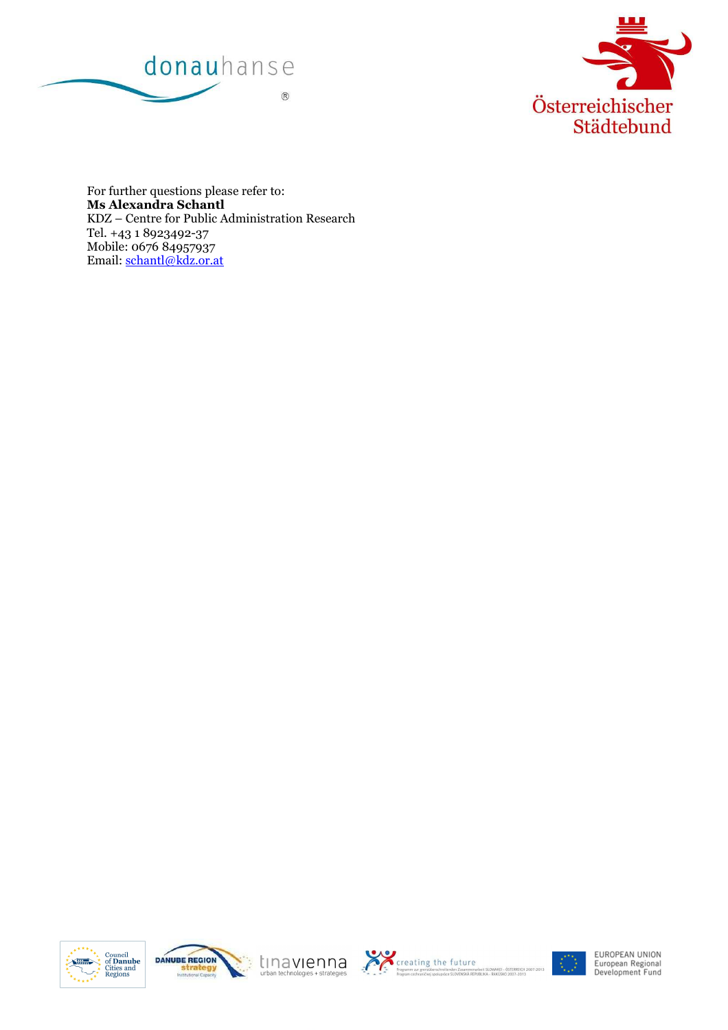For further questions please refer to:
**Ms Alexandra Schantl**
KDZ – Centre for Public Administration Research
Tel. +43 1 8923492-37
Mobile: 0676 84957937
Email: schantl@kdz.or.at